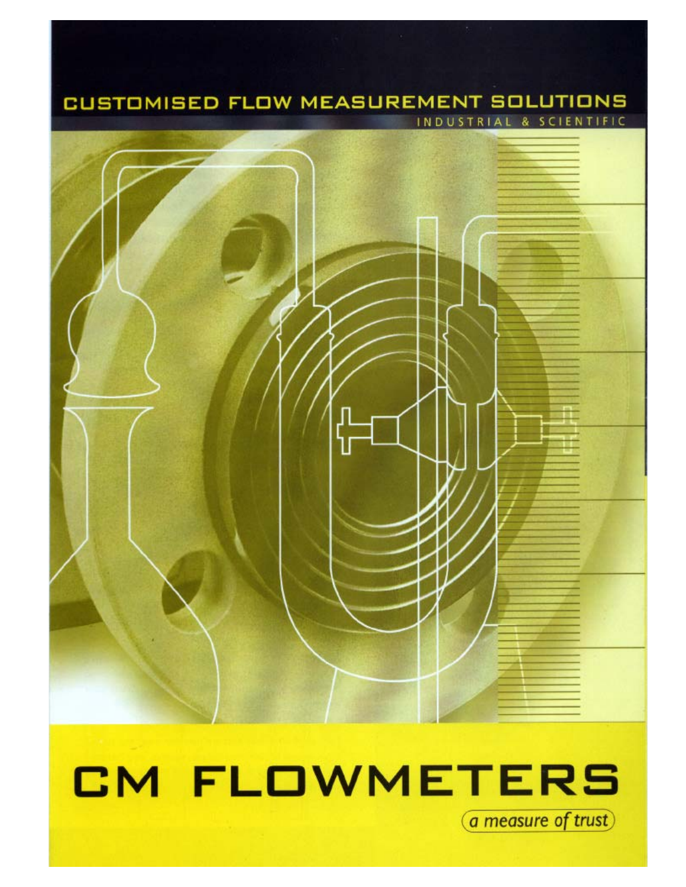CUSTOMISED FLOW MEASUREMENT SOLUTIONS

INDUSTRIAL & SCIENTIFIC

# CM FLOWMETERS

*a measure of trust*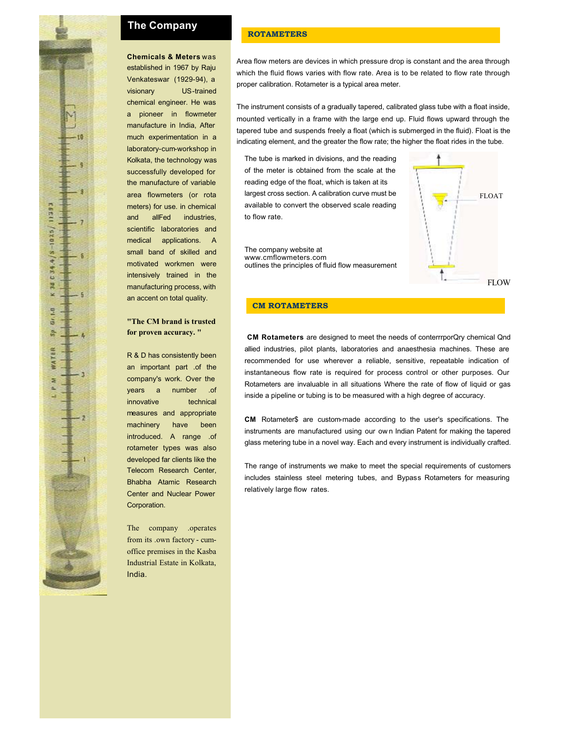## The Company

**Chemicals & Meters** was established in 1967 by Raju Venkateswar (1929-94), a visionary US-trained chemical engineer. He was a pioneer in flowmeter manufacture in India, After much experimentation in a laboratory-cum-workshop in Kolkata, the technology was successfully developed for the manufacture of variable area flowmeters (or rota meters) for use. in chemical and allFed industries, scientific laboratories and medical applications. A small band of skilled and motivated workmen were intensively trained in the manufacturing process, with an accent on total quality.

**"The CM brand is trusted for proven accuracy. "**

R & D has consistently been an important part .of the company's work. Over the years a number .of innovative technical measures and appropriate machinery have been introduced. A range .of rotameter types was also developed far clients like the Telecom Research Center, Bhabha Atamic Research Center and Nuclear Power Corporation.

The company .operates from its .own factory - cum-office premises in the Kasba Industrial Estate in Kolkata, India.

## ROTAMETERS

Area flow meters are devices in which pressure drop is constant and the area through which the fluid flows varies with flow rate. Area is to be related to flow rate through proper calibration. Rotameter is a typical area meter.

The instrument consists of a gradually tapered, calibrated glass tube with a float inside, mounted vertically in a frame with the large end up. Fluid flows upward through the tapered tube and suspends freely a float (which is submerged in the fluid). Float is the indicating element, and the greater the flow rate; the higher the float rides in the tube.

The tube is marked in divisions, and the reading of the meter is obtained from the scale at the reading edge of the float, which is taken at its largest cross section. A calibration curve must be available to convert the observed scale reading to flow rate.

FLOAT

FLOW

The company website at www.cmflowmeters.com outlines the principles of fluid flow measurement

## CM ROTAMETERS

**CM Rotameters** are designed to meet the needs of conterrrporQry chemical Qnd allied industries, pilot plants, laboratories and anaesthesia machines. These are recommended for use wherever a reliable, sensitive, repeatable indication of instantaneous flow rate is required for process control or other purposes. Our Rotameters are invaluable in all situations Where the rate of flow of liquid or gas inside a pipeline or tubing is to be measured with a high degree of accuracy.

**CM** Rotameter$ are custom-made according to the user's specifications. The instruments are manufactured using our ow n Indian Patent for making the tapered glass metering tube in a novel way. Each and every instrument is individually crafted.

The range of instruments we make to meet the special requirements of customers includes stainless steel metering tubes, and Bypass Rotameters for measuring relatively large flow rates.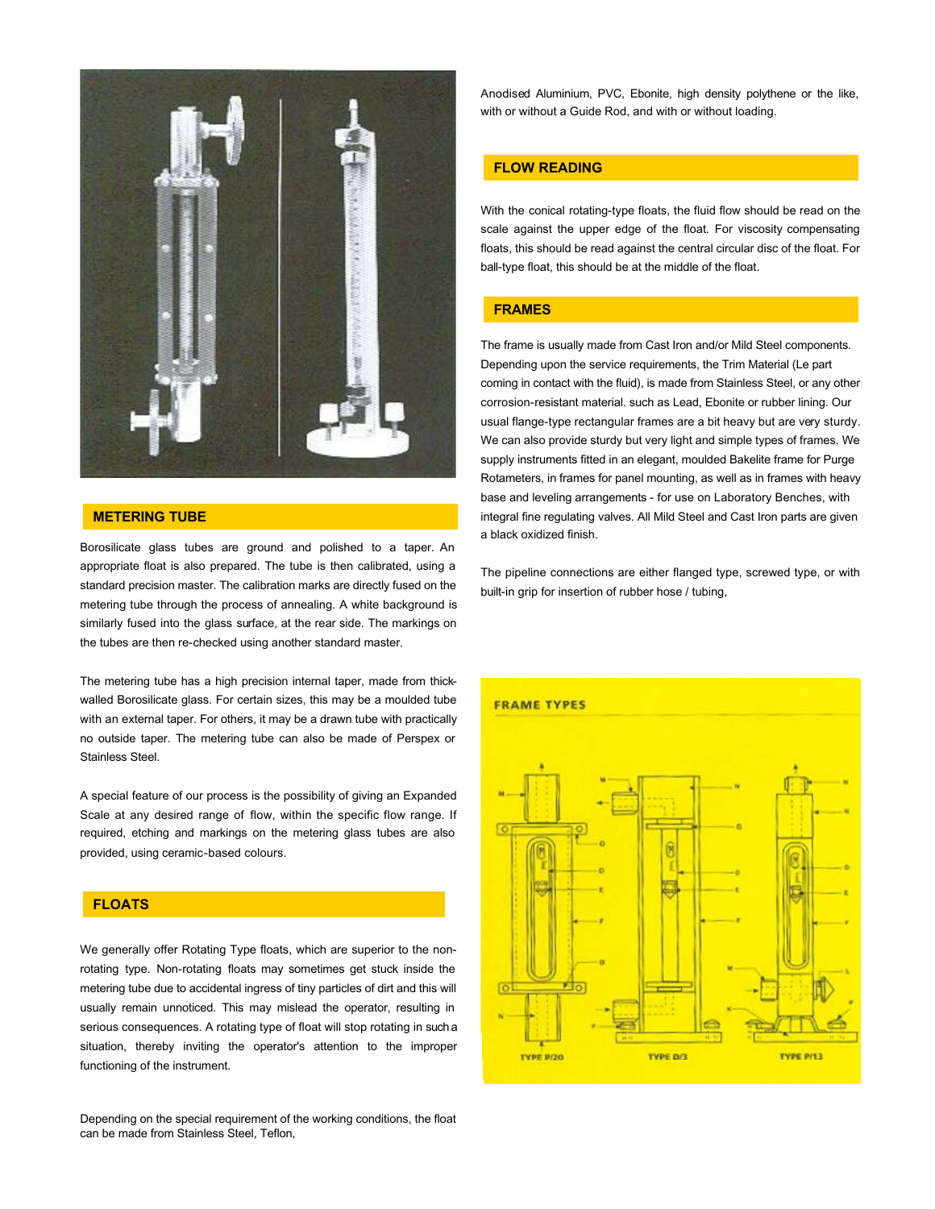## METERING TUBE

Borosilicate glass tubes are ground and polished to a taper. An appropriate float is also prepared. The tube is then calibrated, using a standard precision master. The calibration marks are directly fused on the metering tube through the process of annealing. A white background is similarly fused into the glass surface, at the rear side. The markings on the tubes are then re-checked using another standard master.

The metering tube has a high precision internal taper, made from thick-walled Borosilicate glass. For certain sizes, this may be a moulded tube with an external taper. For others, it may be a drawn tube with practically no outside taper. The metering tube can also be made of Perspex or Stainless Steel.

A special feature of our process is the possibility of giving an Expanded Scale at any desired range of flow, within the specific flow range. If required, etching and markings on the metering glass tubes are also provided, using ceramic-based colours.

## FLOATS

We generally offer Rotating Type floats, which are superior to the non-rotating type. Non-rotating floats may sometimes get stuck inside the metering tube due to accidental ingress of tiny particles of dirt and this will usually remain unnoticed. This may mislead the operator, resulting in serious consequences. A rotating type of float will stop rotating in such a situation, thereby inviting the operator's attention to the improper functioning of the instrument.

Depending on the special requirement of the working conditions, the float can be made from Stainless Steel, Teflon, Anodised Aluminium, PVC, Ebonite, high density polythene or the like, with or without a Guide Rod, and with or without loading.

## FLOW READING

With the conical rotating-type floats, the fluid flow should be read on the scale against the upper edge of the float. For viscosity compensating floats, this should be read against the central circular disc of the float. For ball-type float, this should be at the middle of the float.

## FRAMES

The frame is usually made from Cast Iron and/or Mild Steel components. Depending upon the service requirements, the Trim Material (Le part coming in contact with the fluid), is made from Stainless Steel, or any other corrosion-resistant material. such as Lead, Ebonite or rubber lining. Our usual flange-type rectangular frames are a bit heavy but are very sturdy. We can also provide sturdy but very light and simple types of frames. We supply instruments fitted in an elegant, moulded Bakelite frame for Purge Rotameters, in frames for panel mounting, as well as in frames with heavy base and leveling arrangements - for use on Laboratory Benches, with integral fine regulating valves. All Mild Steel and Cast Iron parts are given a black oxidized finish.

The pipeline connections are either flanged type, screwed type, or with built-in grip for insertion of rubber hose / tubing,

FRAME TYPES

TYPE P/20

TYPE D/3

TYPE P/13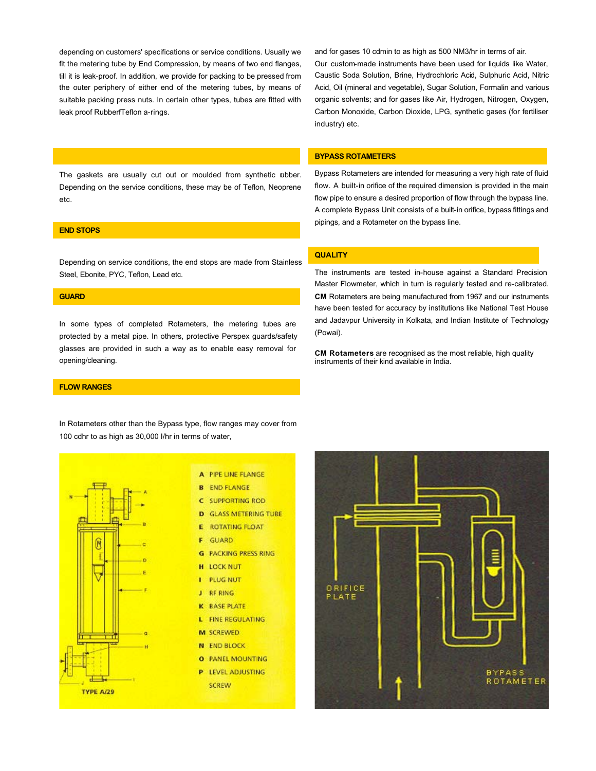depending on customers' specifications or service conditions. Usually we fit the metering tube by End Compression, by means of two end flanges, till it is leak-proof. In addition, we provide for packing to be pressed from the outer periphery of either end of the metering tubes, by means of suitable packing press nuts. In certain other types, tubes are fitted with leak proof RubberfTeflon a-rings.

The gaskets are usually cut out or moulded from synthetic rubber. Depending on the service conditions, these may be of Teflon, Neoprene etc.

## END STOPS

Depending on service conditions, the end stops are made from Stainless Steel, Ebonite, PYC, Teflon, Lead etc.

## GUARD

In some types of completed Rotameters, the metering tubes are protected by a metal pipe. In others, protective Perspex guards/safety glasses are provided in such a way as to enable easy removal for opening/cleaning.

## FLOW RANGES

In Rotameters other than the Bypass type, flow ranges may cover from 100 cdhr to as high as 30,000 l/hr in terms of water, and for gases 10 cdmin to as high as 500 NM3/hr in terms of air.

Our custom-made instruments have been used for liquids like Water, Caustic Soda Solution, Brine, Hydrochloric Acid, Sulphuric Acid, Nitric Acid, Oil (mineral and vegetable), Sugar Solution, Formalin and various organic solvents; and for gases like Air, Hydrogen, Nitrogen, Oxygen, Carbon Monoxide, Carbon Dioxide, LPG, synthetic gases (for fertiliser industry) etc.

## BYPASS ROTAMETERS

Bypass Rotameters are intended for measuring a very high rate of fluid flow. A built-in orifice of the required dimension is provided in the main flow pipe to ensure a desired proportion of flow through the bypass line. A complete Bypass Unit consists of a built-in orifice, bypass fittings and pipings, and a Rotameter on the bypass line.

## QUALITY

The instruments are tested in-house against a Standard Precision Master Flowmeter, which in turn is regularly tested and re-calibrated. **CM** Rotameters are being manufactured from 1967 and our instruments have been tested for accuracy by institutions like National Test House and Jadavpur University in Kolkata, and Indian Institute of Technology (Powai).

**CM Rotameters** are recognised as the most reliable, high quality instruments of their kind available in India.

A PIPE LINE FLANGE
B END FLANGE
C SUPPORTING ROD
D GLASS METERING TUBE
E ROTATING FLOAT
F GUARD
G PACKING PRESS RING
H LOCK NUT
I PLUG NUT
J RF RING
K BASE PLATE
L FINE REGULATING
M SCREWED
N END BLOCK
O PANEL MOUNTING
P LEVEL ADJUSTING SCREW

TYPE A/29

ORIFICE PLATE

BYPASS ROTAMETER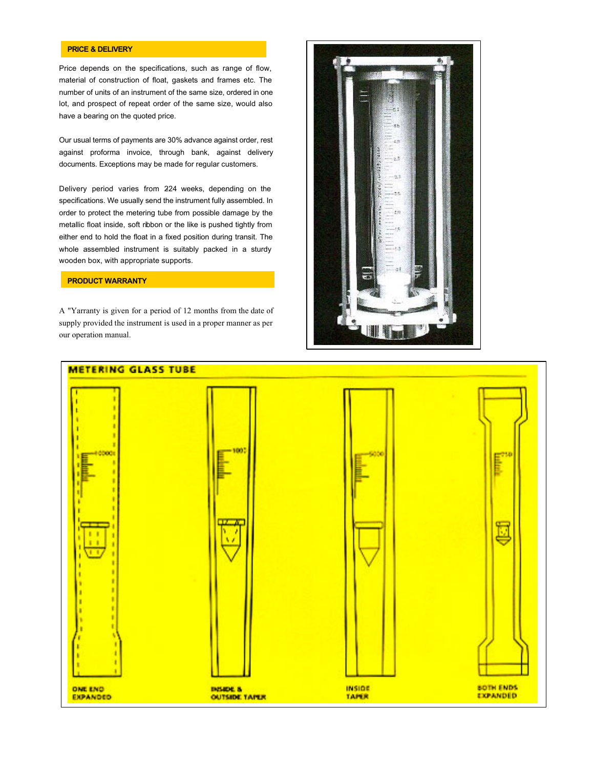## PRICE & DELIVERY

Price depends on the specifications, such as range of flow, material of construction of float, gaskets and frames etc. The number of units of an instrument of the same size, ordered in one lot, and prospect of repeat order of the same size, would also have a bearing on the quoted price.

Our usual terms of payments are 30% advance against order, rest against proforma invoice, through bank, against delivery documents. Exceptions may be made for regular customers.

Delivery period varies from 224 weeks, depending on the specifications. We usually send the instrument fully assembled. In order to protect the metering tube from possible damage by the metallic float inside, soft ribbon or the like is pushed tightly from either end to hold the float in a fixed position during transit. The whole assembled instrument is suitably packed in a sturdy wooden box, with appropriate supports.

## PRODUCT WARRANTY

A "Yarranty is given for a period of 12 months from the date of supply provided the instrument is used in a proper manner as per our operation manual.

## METERING GLASS TUBE

ONE END EXPANDED

INSIDE & OUTSIDE TAPER

INSIDE TAPER

BOTH ENDS EXPANDED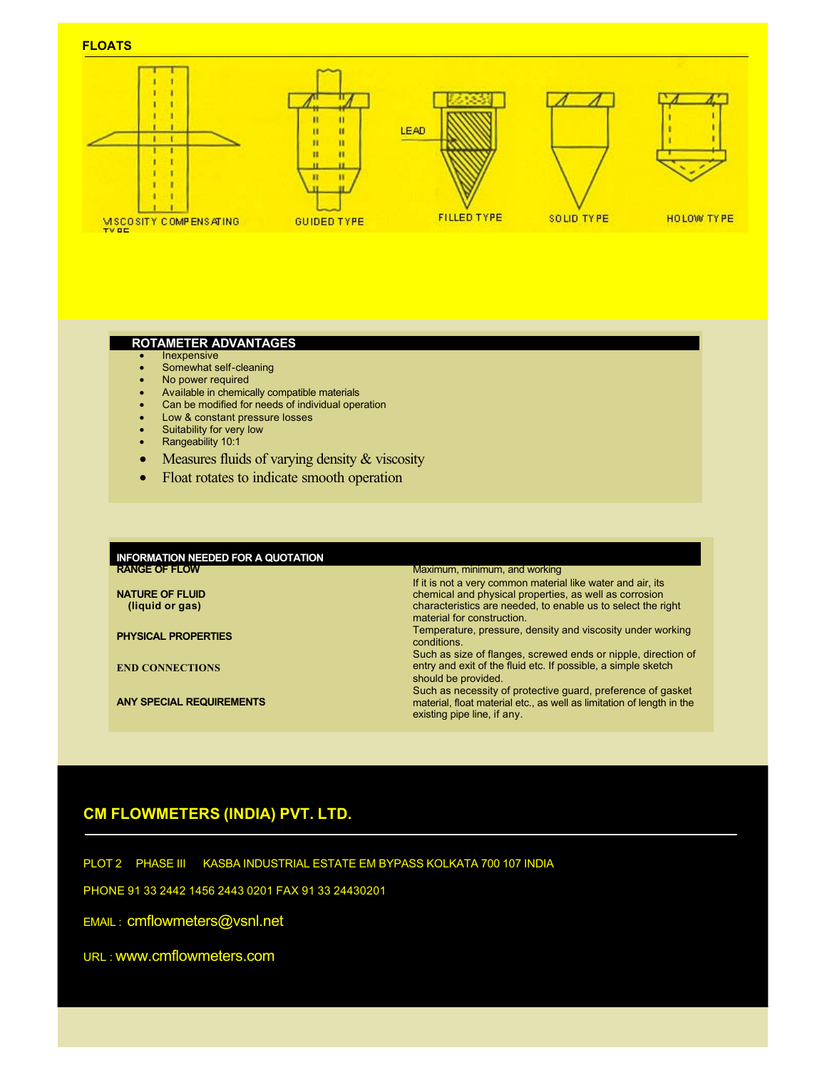## FLOATS

LEAD

VISCOSITY COMPENSATING TYPE

GUIDED TYPE

FILLED TYPE

SOLID TYPE

HOLOW TYPE

## ROTAMETER ADVANTAGES

- Inexpensive
- Somewhat self-cleaning
- No power required
- Available in chemically compatible materials
- Can be modified for needs of individual operation
- Low & constant pressure losses
- Suitability for very low
- Rangeability 10:1
- Measures fluids of varying density & viscosity
- Float rotates to indicate smooth operation

## INFORMATION NEEDED FOR A QUOTATION

| | |
|---|---|
| **RANGE OF FLOW** | Maximum, minimum, and working |
| **NATURE OF FLUID (liquid or gas)** | If it is not a very common material like water and air, its chemical and physical properties, as well as corrosion characteristics are needed, to enable us to select the right material for construction. |
| **PHYSICAL PROPERTIES** | Temperature, pressure, density and viscosity under working conditions. |
| **END CONNECTIONS** | Such as size of flanges, screwed ends or nipple, direction of entry and exit of the fluid etc. If possible, a simple sketch should be provided. |
| **ANY SPECIAL REQUIREMENTS** | Such as necessity of protective guard, preference of gasket material, float material etc., as well as limitation of length in the existing pipe line, if any. |

## CM FLOWMETERS (INDIA) PVT. LTD.

PLOT 2 PHASE III KASBA INDUSTRIAL ESTATE EM BYPASS KOLKATA 700 107 INDIA

PHONE 91 33 2442 1456 2443 0201 FAX 91 33 24430201

EMAIL : cmflowmeters@vsnl.net

URL : www.cmflowmeters.com